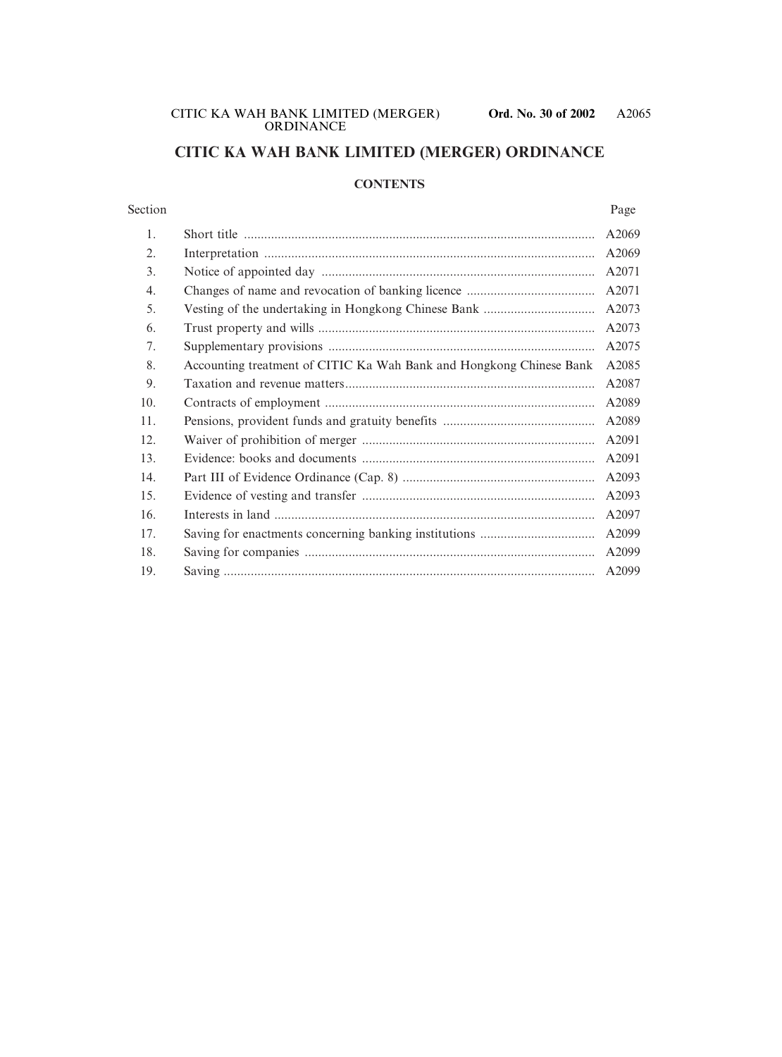# CITIC KA WAH BANK LIMITED (MERGER) ORDINANCE

## CONTENTS

| Section | | Page |
|---|---|---|
| 1. | Short title | A2069 |
| 2. | Interpretation | A2069 |
| 3. | Notice of appointed day | A2071 |
| 4. | Changes of name and revocation of banking licence | A2071 |
| 5. | Vesting of the undertaking in Hongkong Chinese Bank | A2073 |
| 6. | Trust property and wills | A2073 |
| 7. | Supplementary provisions | A2075 |
| 8. | Accounting treatment of CITIC Ka Wah Bank and Hongkong Chinese Bank | A2085 |
| 9. | Taxation and revenue matters | A2087 |
| 10. | Contracts of employment | A2089 |
| 11. | Pensions, provident funds and gratuity benefits | A2089 |
| 12. | Waiver of prohibition of merger | A2091 |
| 13. | Evidence: books and documents | A2091 |
| 14. | Part III of Evidence Ordinance (Cap. 8) | A2093 |
| 15. | Evidence of vesting and transfer | A2093 |
| 16. | Interests in land | A2097 |
| 17. | Saving for enactments concerning banking institutions | A2099 |
| 18. | Saving for companies | A2099 |
| 19. | Saving | A2099 |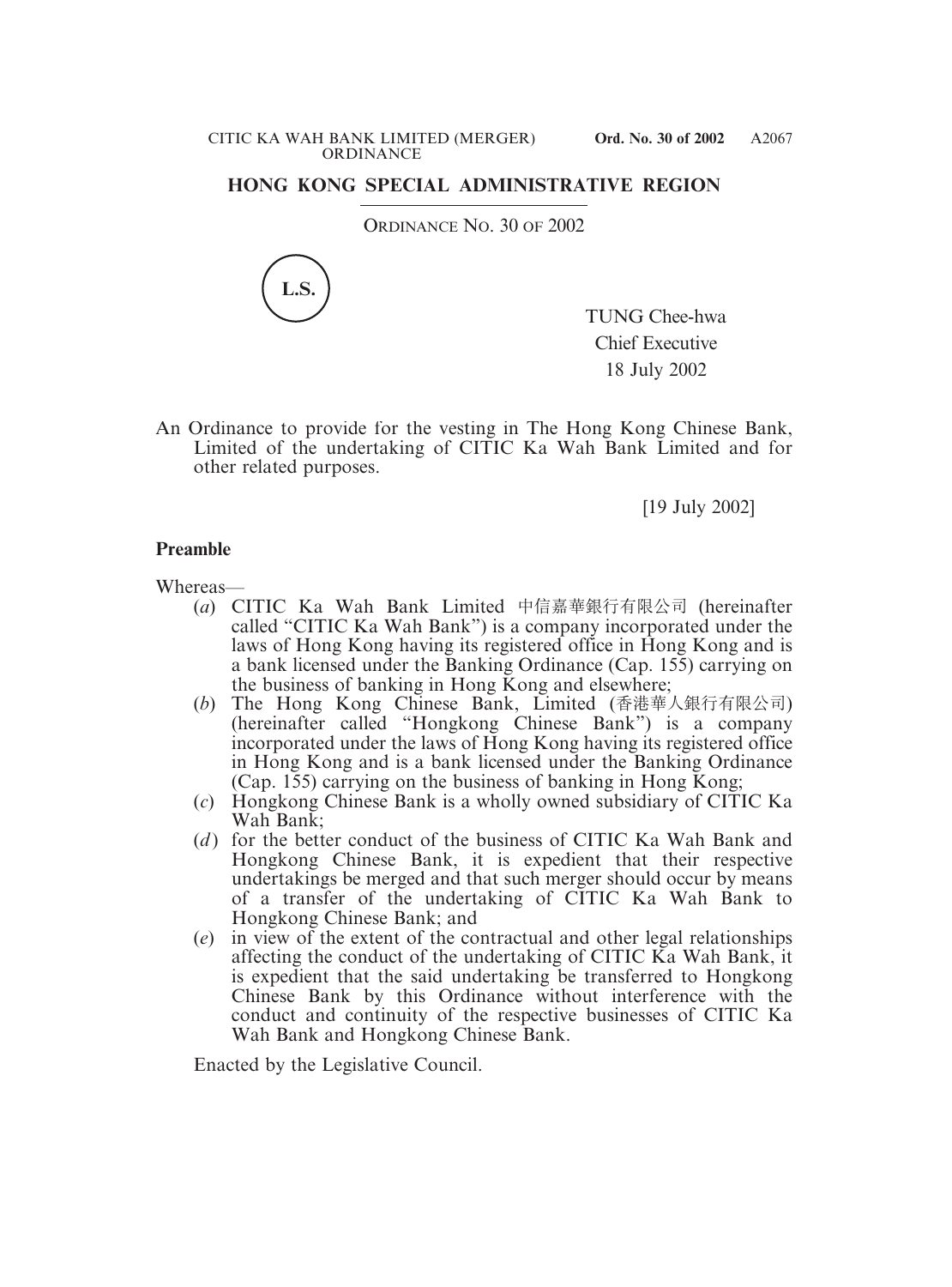## HONG KONG SPECIAL ADMINISTRATIVE REGION

ORDINANCE NO. 30 OF 2002

L.S.

TUNG Chee-hwa
Chief Executive
18 July 2002

An Ordinance to provide for the vesting in The Hong Kong Chinese Bank, Limited of the undertaking of CITIC Ka Wah Bank Limited and for other related purposes.

[19 July 2002]

**Preamble**

Whereas—

(*a*) CITIC Ka Wah Bank Limited 中信嘉華銀行有限公司 (hereinafter called "CITIC Ka Wah Bank") is a company incorporated under the laws of Hong Kong having its registered office in Hong Kong and is a bank licensed under the Banking Ordinance (Cap. 155) carrying on the business of banking in Hong Kong and elsewhere;

(*b*) The Hong Kong Chinese Bank, Limited (香港華人銀行有限公司) (hereinafter called "Hongkong Chinese Bank") is a company incorporated under the laws of Hong Kong having its registered office in Hong Kong and is a bank licensed under the Banking Ordinance (Cap. 155) carrying on the business of banking in Hong Kong;

(*c*) Hongkong Chinese Bank is a wholly owned subsidiary of CITIC Ka Wah Bank;

(*d*) for the better conduct of the business of CITIC Ka Wah Bank and Hongkong Chinese Bank, it is expedient that their respective undertakings be merged and that such merger should occur by means of a transfer of the undertaking of CITIC Ka Wah Bank to Hongkong Chinese Bank; and

(*e*) in view of the extent of the contractual and other legal relationships affecting the conduct of the undertaking of CITIC Ka Wah Bank, it is expedient that the said undertaking be transferred to Hongkong Chinese Bank by this Ordinance without interference with the conduct and continuity of the respective businesses of CITIC Ka Wah Bank and Hongkong Chinese Bank.

Enacted by the Legislative Council.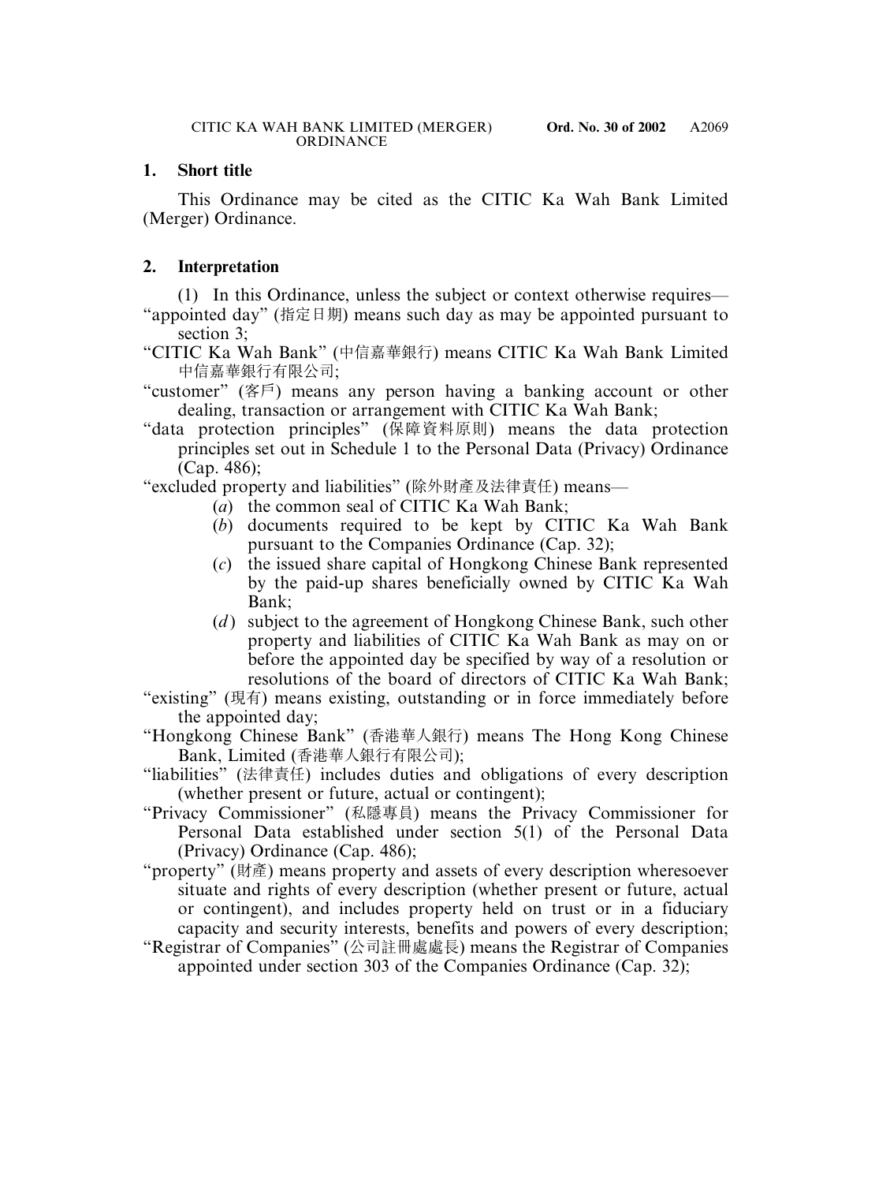## 1. Short title

This Ordinance may be cited as the CITIC Ka Wah Bank Limited (Merger) Ordinance.

## 2. Interpretation

(1) In this Ordinance, unless the subject or context otherwise requires—

"appointed day" (指定日期) means such day as may be appointed pursuant to section 3;

"CITIC Ka Wah Bank" (中信嘉華銀行) means CITIC Ka Wah Bank Limited 中信嘉華銀行有限公司;

"customer" (客戶) means any person having a banking account or other dealing, transaction or arrangement with CITIC Ka Wah Bank;

"data protection principles" (保障資料原則) means the data protection principles set out in Schedule 1 to the Personal Data (Privacy) Ordinance (Cap. 486);

"excluded property and liabilities" (除外財產及法律責任) means—

- (*a*) the common seal of CITIC Ka Wah Bank;
- (*b*) documents required to be kept by CITIC Ka Wah Bank pursuant to the Companies Ordinance (Cap. 32);
- (*c*) the issued share capital of Hongkong Chinese Bank represented by the paid-up shares beneficially owned by CITIC Ka Wah Bank;
- (*d*) subject to the agreement of Hongkong Chinese Bank, such other property and liabilities of CITIC Ka Wah Bank as may on or before the appointed day be specified by way of a resolution or resolutions of the board of directors of CITIC Ka Wah Bank;

"existing" (現有) means existing, outstanding or in force immediately before the appointed day;

"Hongkong Chinese Bank" (香港華人銀行) means The Hong Kong Chinese Bank, Limited (香港華人銀行有限公司);

"liabilities" (法律責任) includes duties and obligations of every description (whether present or future, actual or contingent);

"Privacy Commissioner" (私隱專員) means the Privacy Commissioner for Personal Data established under section 5(1) of the Personal Data (Privacy) Ordinance (Cap. 486);

"property" (財產) means property and assets of every description wheresoever situate and rights of every description (whether present or future, actual or contingent), and includes property held on trust or in a fiduciary capacity and security interests, benefits and powers of every description;

"Registrar of Companies" (公司註冊處處長) means the Registrar of Companies appointed under section 303 of the Companies Ordinance (Cap. 32);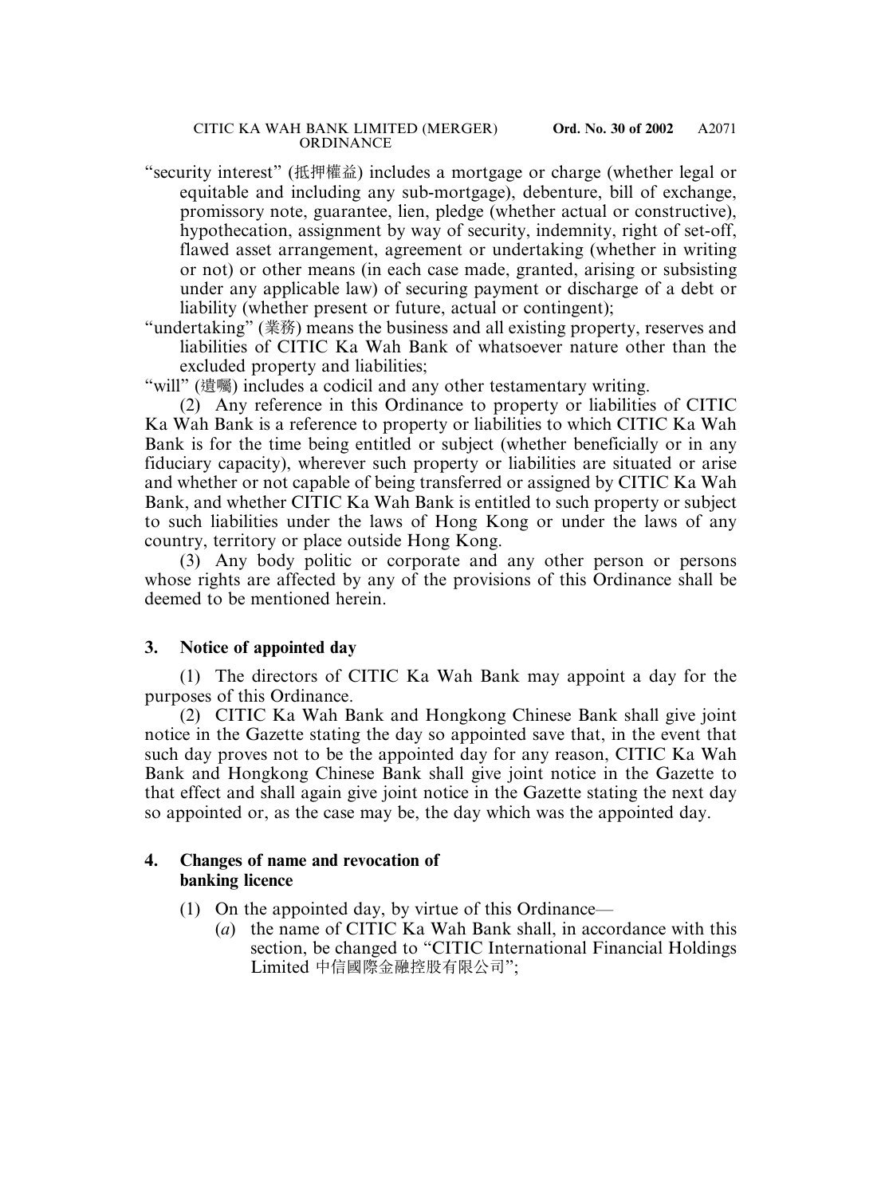"security interest" (抵押權益) includes a mortgage or charge (whether legal or equitable and including any sub-mortgage), debenture, bill of exchange, promissory note, guarantee, lien, pledge (whether actual or constructive), hypothecation, assignment by way of security, indemnity, right of set-off, flawed asset arrangement, agreement or undertaking (whether in writing or not) or other means (in each case made, granted, arising or subsisting under any applicable law) of securing payment or discharge of a debt or liability (whether present or future, actual or contingent);

"undertaking" (業務) means the business and all existing property, reserves and liabilities of CITIC Ka Wah Bank of whatsoever nature other than the excluded property and liabilities;

"will" (遺囑) includes a codicil and any other testamentary writing.

(2) Any reference in this Ordinance to property or liabilities of CITIC Ka Wah Bank is a reference to property or liabilities to which CITIC Ka Wah Bank is for the time being entitled or subject (whether beneficially or in any fiduciary capacity), wherever such property or liabilities are situated or arise and whether or not capable of being transferred or assigned by CITIC Ka Wah Bank, and whether CITIC Ka Wah Bank is entitled to such property or subject to such liabilities under the laws of Hong Kong or under the laws of any country, territory or place outside Hong Kong.

(3) Any body politic or corporate and any other person or persons whose rights are affected by any of the provisions of this Ordinance shall be deemed to be mentioned herein.

### 3. Notice of appointed day

(1) The directors of CITIC Ka Wah Bank may appoint a day for the purposes of this Ordinance.

(2) CITIC Ka Wah Bank and Hongkong Chinese Bank shall give joint notice in the Gazette stating the day so appointed save that, in the event that such day proves not to be the appointed day for any reason, CITIC Ka Wah Bank and Hongkong Chinese Bank shall give joint notice in the Gazette to that effect and shall again give joint notice in the Gazette stating the next day so appointed or, as the case may be, the day which was the appointed day.

### 4. Changes of name and revocation of banking licence

(1) On the appointed day, by virtue of this Ordinance—

(*a*) the name of CITIC Ka Wah Bank shall, in accordance with this section, be changed to "CITIC International Financial Holdings Limited 中信國際金融控股有限公司";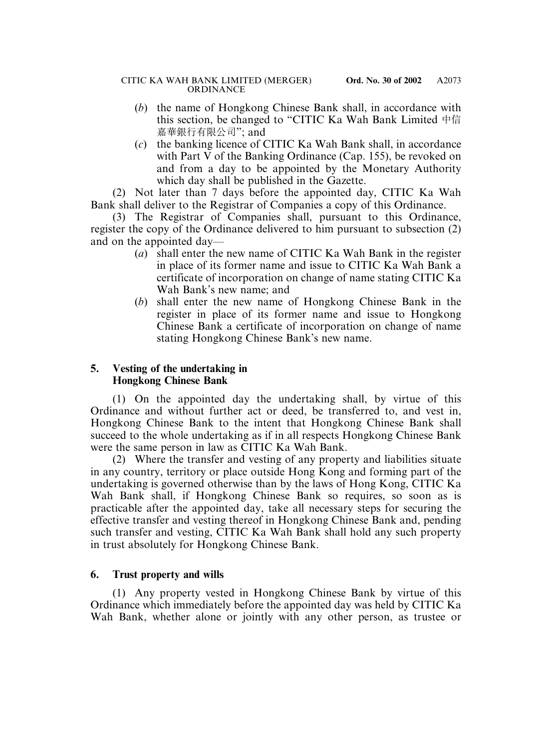(*b*) the name of Hongkong Chinese Bank shall, in accordance with this section, be changed to "CITIC Ka Wah Bank Limited 中信嘉華銀行有限公司"; and

(*c*) the banking licence of CITIC Ka Wah Bank shall, in accordance with Part V of the Banking Ordinance (Cap. 155), be revoked on and from a day to be appointed by the Monetary Authority which day shall be published in the Gazette.

(2) Not later than 7 days before the appointed day, CITIC Ka Wah Bank shall deliver to the Registrar of Companies a copy of this Ordinance.

(3) The Registrar of Companies shall, pursuant to this Ordinance, register the copy of the Ordinance delivered to him pursuant to subsection (2) and on the appointed day—

(*a*) shall enter the new name of CITIC Ka Wah Bank in the register in place of its former name and issue to CITIC Ka Wah Bank a certificate of incorporation on change of name stating CITIC Ka Wah Bank's new name; and

(*b*) shall enter the new name of Hongkong Chinese Bank in the register in place of its former name and issue to Hongkong Chinese Bank a certificate of incorporation on change of name stating Hongkong Chinese Bank's new name.

### 5. Vesting of the undertaking in Hongkong Chinese Bank

(1) On the appointed day the undertaking shall, by virtue of this Ordinance and without further act or deed, be transferred to, and vest in, Hongkong Chinese Bank to the intent that Hongkong Chinese Bank shall succeed to the whole undertaking as if in all respects Hongkong Chinese Bank were the same person in law as CITIC Ka Wah Bank.

(2) Where the transfer and vesting of any property and liabilities situate in any country, territory or place outside Hong Kong and forming part of the undertaking is governed otherwise than by the laws of Hong Kong, CITIC Ka Wah Bank shall, if Hongkong Chinese Bank so requires, so soon as is practicable after the appointed day, take all necessary steps for securing the effective transfer and vesting thereof in Hongkong Chinese Bank and, pending such transfer and vesting, CITIC Ka Wah Bank shall hold any such property in trust absolutely for Hongkong Chinese Bank.

### 6. Trust property and wills

(1) Any property vested in Hongkong Chinese Bank by virtue of this Ordinance which immediately before the appointed day was held by CITIC Ka Wah Bank, whether alone or jointly with any other person, as trustee or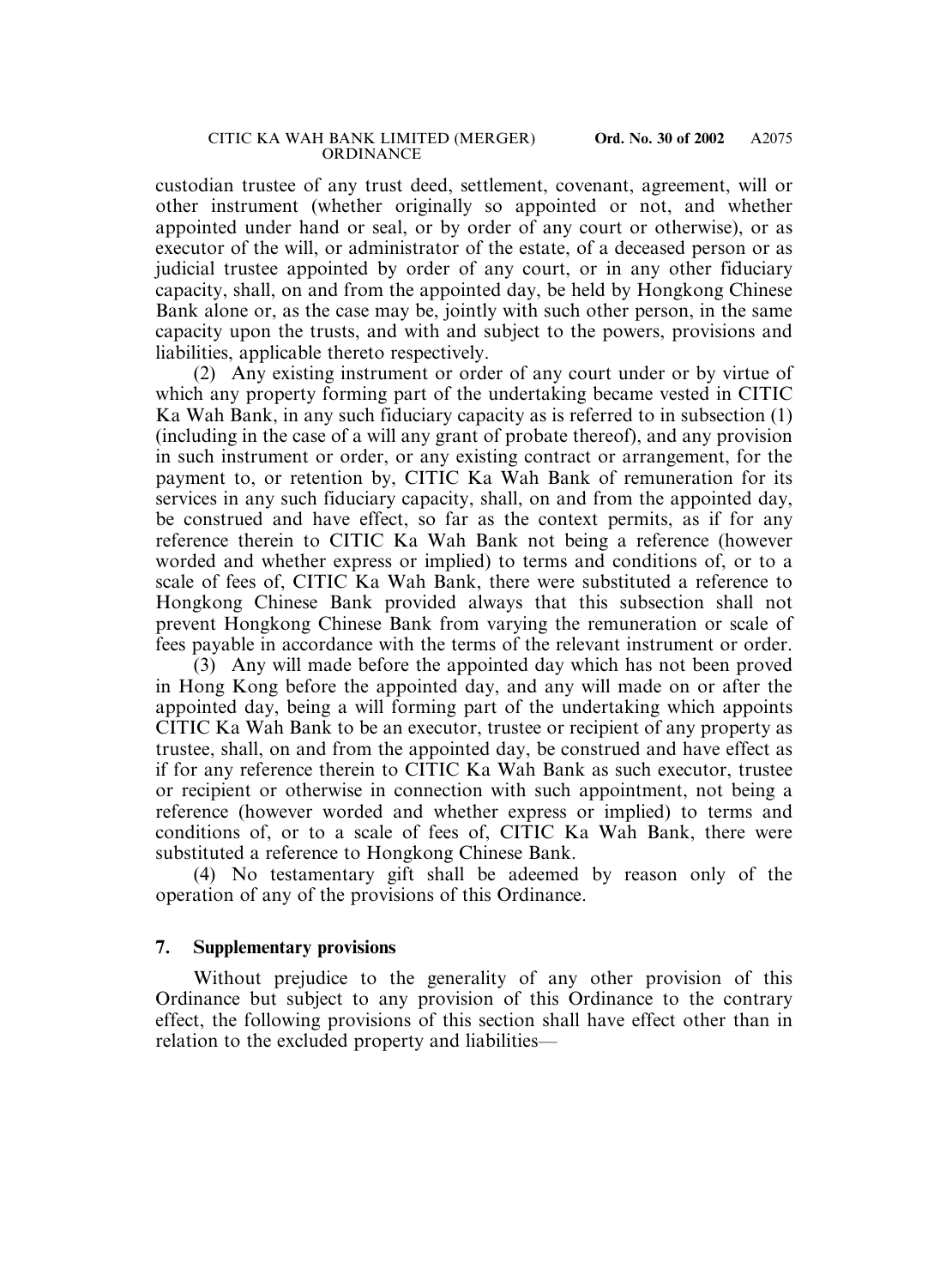custodian trustee of any trust deed, settlement, covenant, agreement, will or other instrument (whether originally so appointed or not, and whether appointed under hand or seal, or by order of any court or otherwise), or as executor of the will, or administrator of the estate, of a deceased person or as judicial trustee appointed by order of any court, or in any other fiduciary capacity, shall, on and from the appointed day, be held by Hongkong Chinese Bank alone or, as the case may be, jointly with such other person, in the same capacity upon the trusts, and with and subject to the powers, provisions and liabilities, applicable thereto respectively.

(2) Any existing instrument or order of any court under or by virtue of which any property forming part of the undertaking became vested in CITIC Ka Wah Bank, in any such fiduciary capacity as is referred to in subsection (1) (including in the case of a will any grant of probate thereof), and any provision in such instrument or order, or any existing contract or arrangement, for the payment to, or retention by, CITIC Ka Wah Bank of remuneration for its services in any such fiduciary capacity, shall, on and from the appointed day, be construed and have effect, so far as the context permits, as if for any reference therein to CITIC Ka Wah Bank not being a reference (however worded and whether express or implied) to terms and conditions of, or to a scale of fees of, CITIC Ka Wah Bank, there were substituted a reference to Hongkong Chinese Bank provided always that this subsection shall not prevent Hongkong Chinese Bank from varying the remuneration or scale of fees payable in accordance with the terms of the relevant instrument or order.

(3) Any will made before the appointed day which has not been proved in Hong Kong before the appointed day, and any will made on or after the appointed day, being a will forming part of the undertaking which appoints CITIC Ka Wah Bank to be an executor, trustee or recipient of any property as trustee, shall, on and from the appointed day, be construed and have effect as if for any reference therein to CITIC Ka Wah Bank as such executor, trustee or recipient or otherwise in connection with such appointment, not being a reference (however worded and whether express or implied) to terms and conditions of, or to a scale of fees of, CITIC Ka Wah Bank, there were substituted a reference to Hongkong Chinese Bank.

(4) No testamentary gift shall be adeemed by reason only of the operation of any of the provisions of this Ordinance.

**7. Supplementary provisions**

Without prejudice to the generality of any other provision of this Ordinance but subject to any provision of this Ordinance to the contrary effect, the following provisions of this section shall have effect other than in relation to the excluded property and liabilities—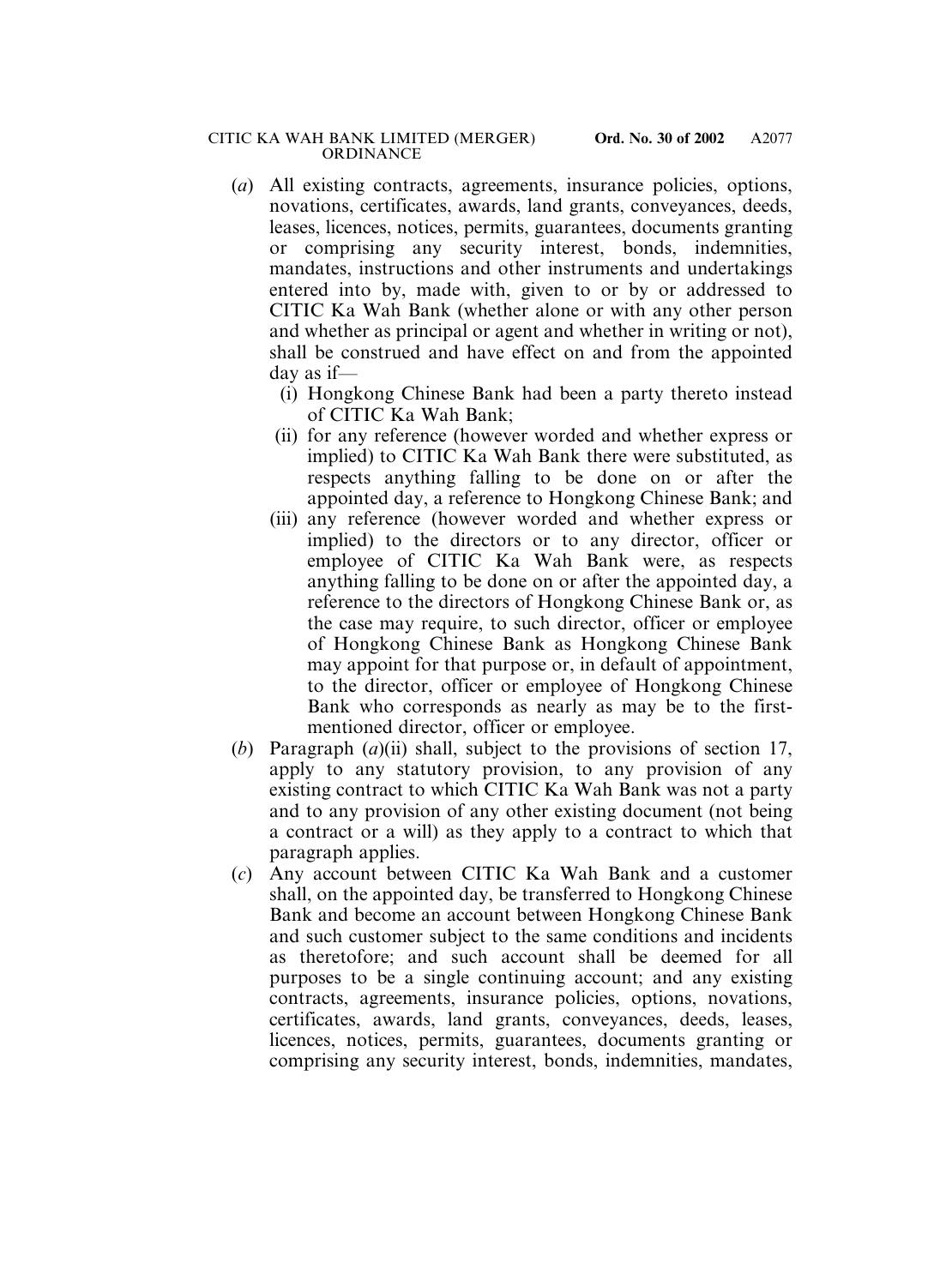(*a*) All existing contracts, agreements, insurance policies, options, novations, certificates, awards, land grants, conveyances, deeds, leases, licences, notices, permits, guarantees, documents granting or comprising any security interest, bonds, indemnities, mandates, instructions and other instruments and undertakings entered into by, made with, given to or by or addressed to CITIC Ka Wah Bank (whether alone or with any other person and whether as principal or agent and whether in writing or not), shall be construed and have effect on and from the appointed day as if—

   (i) Hongkong Chinese Bank had been a party thereto instead of CITIC Ka Wah Bank;

   (ii) for any reference (however worded and whether express or implied) to CITIC Ka Wah Bank there were substituted, as respects anything falling to be done on or after the appointed day, a reference to Hongkong Chinese Bank; and

   (iii) any reference (however worded and whether express or implied) to the directors or to any director, officer or employee of CITIC Ka Wah Bank were, as respects anything falling to be done on or after the appointed day, a reference to the directors of Hongkong Chinese Bank or, as the case may require, to such director, officer or employee of Hongkong Chinese Bank as Hongkong Chinese Bank may appoint for that purpose or, in default of appointment, to the director, officer or employee of Hongkong Chinese Bank who corresponds as nearly as may be to the first-mentioned director, officer or employee.

(*b*) Paragraph (*a*)(ii) shall, subject to the provisions of section 17, apply to any statutory provision, to any provision of any existing contract to which CITIC Ka Wah Bank was not a party and to any provision of any other existing document (not being a contract or a will) as they apply to a contract to which that paragraph applies.

(*c*) Any account between CITIC Ka Wah Bank and a customer shall, on the appointed day, be transferred to Hongkong Chinese Bank and become an account between Hongkong Chinese Bank and such customer subject to the same conditions and incidents as theretofore; and such account shall be deemed for all purposes to be a single continuing account; and any existing contracts, agreements, insurance policies, options, novations, certificates, awards, land grants, conveyances, deeds, leases, licences, notices, permits, guarantees, documents granting or comprising any security interest, bonds, indemnities, mandates,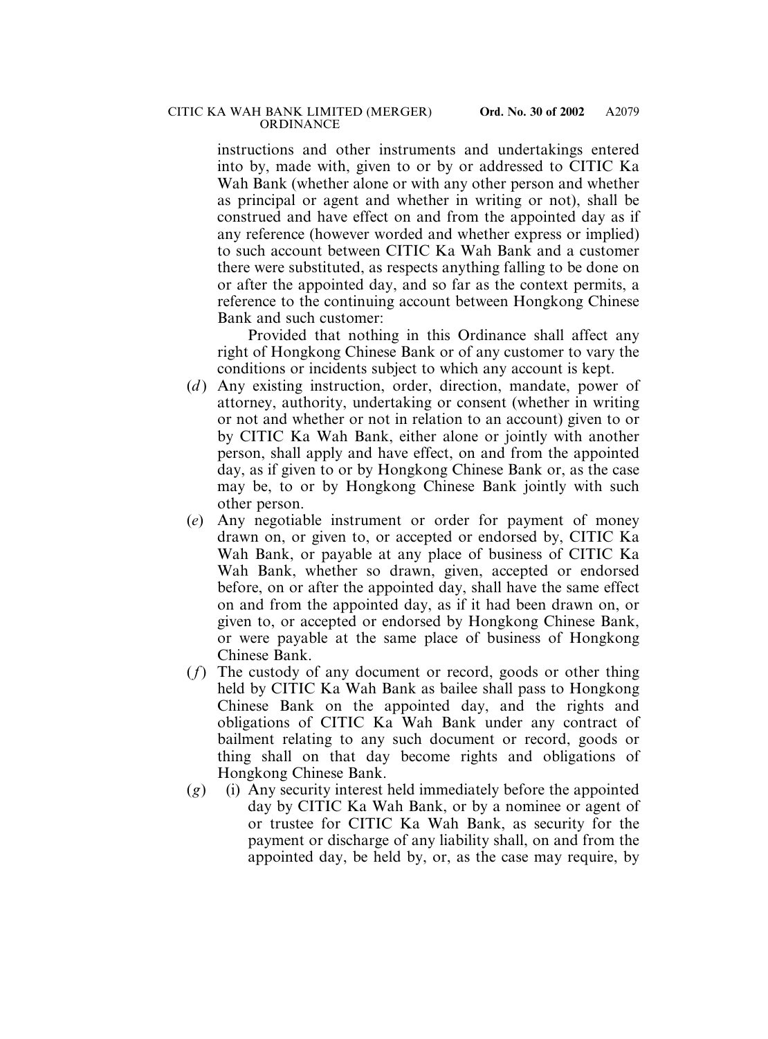instructions and other instruments and undertakings entered into by, made with, given to or by or addressed to CITIC Ka Wah Bank (whether alone or with any other person and whether as principal or agent and whether in writing or not), shall be construed and have effect on and from the appointed day as if any reference (however worded and whether express or implied) to such account between CITIC Ka Wah Bank and a customer there were substituted, as respects anything falling to be done on or after the appointed day, and so far as the context permits, a reference to the continuing account between Hongkong Chinese Bank and such customer:

Provided that nothing in this Ordinance shall affect any right of Hongkong Chinese Bank or of any customer to vary the conditions or incidents subject to which any account is kept.

(*d*) Any existing instruction, order, direction, mandate, power of attorney, authority, undertaking or consent (whether in writing or not and whether or not in relation to an account) given to or by CITIC Ka Wah Bank, either alone or jointly with another person, shall apply and have effect, on and from the appointed day, as if given to or by Hongkong Chinese Bank or, as the case may be, to or by Hongkong Chinese Bank jointly with such other person.

(*e*) Any negotiable instrument or order for payment of money drawn on, or given to, or accepted or endorsed by, CITIC Ka Wah Bank, or payable at any place of business of CITIC Ka Wah Bank, whether so drawn, given, accepted or endorsed before, on or after the appointed day, shall have the same effect on and from the appointed day, as if it had been drawn on, or given to, or accepted or endorsed by Hongkong Chinese Bank, or were payable at the same place of business of Hongkong Chinese Bank.

(*f*) The custody of any document or record, goods or other thing held by CITIC Ka Wah Bank as bailee shall pass to Hongkong Chinese Bank on the appointed day, and the rights and obligations of CITIC Ka Wah Bank under any contract of bailment relating to any such document or record, goods or thing shall on that day become rights and obligations of Hongkong Chinese Bank.

(*g*) (i) Any security interest held immediately before the appointed day by CITIC Ka Wah Bank, or by a nominee or agent of or trustee for CITIC Ka Wah Bank, as security for the payment or discharge of any liability shall, on and from the appointed day, be held by, or, as the case may require, by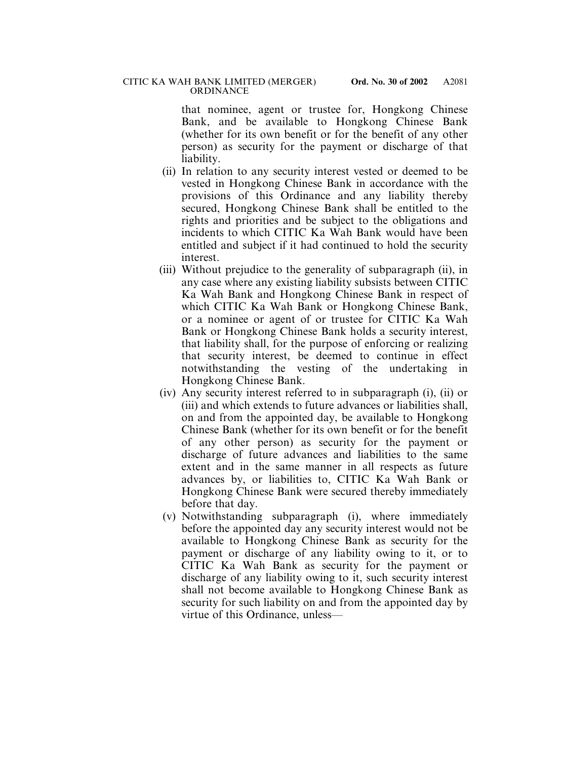that nominee, agent or trustee for, Hongkong Chinese Bank, and be available to Hongkong Chinese Bank (whether for its own benefit or for the benefit of any other person) as security for the payment or discharge of that liability.

(ii) In relation to any security interest vested or deemed to be vested in Hongkong Chinese Bank in accordance with the provisions of this Ordinance and any liability thereby secured, Hongkong Chinese Bank shall be entitled to the rights and priorities and be subject to the obligations and incidents to which CITIC Ka Wah Bank would have been entitled and subject if it had continued to hold the security interest.

(iii) Without prejudice to the generality of subparagraph (ii), in any case where any existing liability subsists between CITIC Ka Wah Bank and Hongkong Chinese Bank in respect of which CITIC Ka Wah Bank or Hongkong Chinese Bank, or a nominee or agent of or trustee for CITIC Ka Wah Bank or Hongkong Chinese Bank holds a security interest, that liability shall, for the purpose of enforcing or realizing that security interest, be deemed to continue in effect notwithstanding the vesting of the undertaking in Hongkong Chinese Bank.

(iv) Any security interest referred to in subparagraph (i), (ii) or (iii) and which extends to future advances or liabilities shall, on and from the appointed day, be available to Hongkong Chinese Bank (whether for its own benefit or for the benefit of any other person) as security for the payment or discharge of future advances and liabilities to the same extent and in the same manner in all respects as future advances by, or liabilities to, CITIC Ka Wah Bank or Hongkong Chinese Bank were secured thereby immediately before that day.

(v) Notwithstanding subparagraph (i), where immediately before the appointed day any security interest would not be available to Hongkong Chinese Bank as security for the payment or discharge of any liability owing to it, or to CITIC Ka Wah Bank as security for the payment or discharge of any liability owing to it, such security interest shall not become available to Hongkong Chinese Bank as security for such liability on and from the appointed day by virtue of this Ordinance, unless—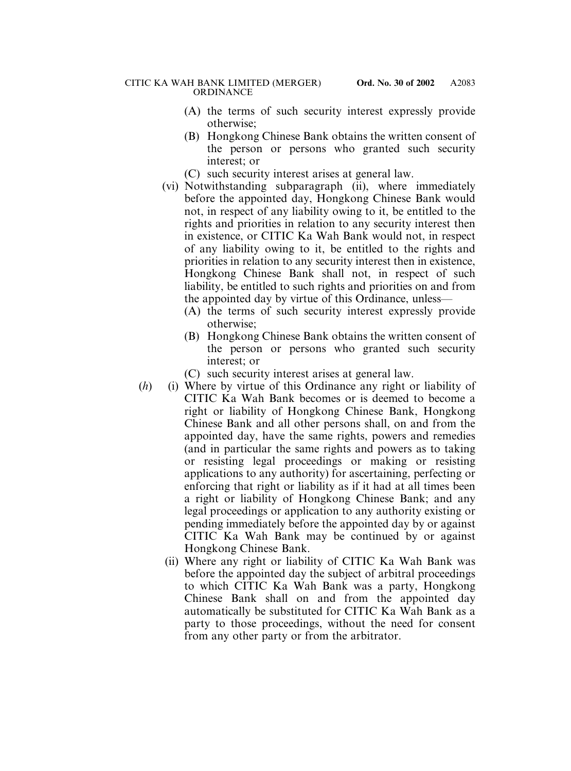(A) the terms of such security interest expressly provide otherwise;

(B) Hongkong Chinese Bank obtains the written consent of the person or persons who granted such security interest; or

(C) such security interest arises at general law.

(vi) Notwithstanding subparagraph (ii), where immediately before the appointed day, Hongkong Chinese Bank would not, in respect of any liability owing to it, be entitled to the rights and priorities in relation to any security interest then in existence, or CITIC Ka Wah Bank would not, in respect of any liability owing to it, be entitled to the rights and priorities in relation to any security interest then in existence, Hongkong Chinese Bank shall not, in respect of such liability, be entitled to such rights and priorities on and from the appointed day by virtue of this Ordinance, unless—

(A) the terms of such security interest expressly provide otherwise;

(B) Hongkong Chinese Bank obtains the written consent of the person or persons who granted such security interest; or

(C) such security interest arises at general law.

(*h*) (i) Where by virtue of this Ordinance any right or liability of CITIC Ka Wah Bank becomes or is deemed to become a right or liability of Hongkong Chinese Bank, Hongkong Chinese Bank and all other persons shall, on and from the appointed day, have the same rights, powers and remedies (and in particular the same rights and powers as to taking or resisting legal proceedings or making or resisting applications to any authority) for ascertaining, perfecting or enforcing that right or liability as if it had at all times been a right or liability of Hongkong Chinese Bank; and any legal proceedings or application to any authority existing or pending immediately before the appointed day by or against CITIC Ka Wah Bank may be continued by or against Hongkong Chinese Bank.

(ii) Where any right or liability of CITIC Ka Wah Bank was before the appointed day the subject of arbitral proceedings to which CITIC Ka Wah Bank was a party, Hongkong Chinese Bank shall on and from the appointed day automatically be substituted for CITIC Ka Wah Bank as a party to those proceedings, without the need for consent from any other party or from the arbitrator.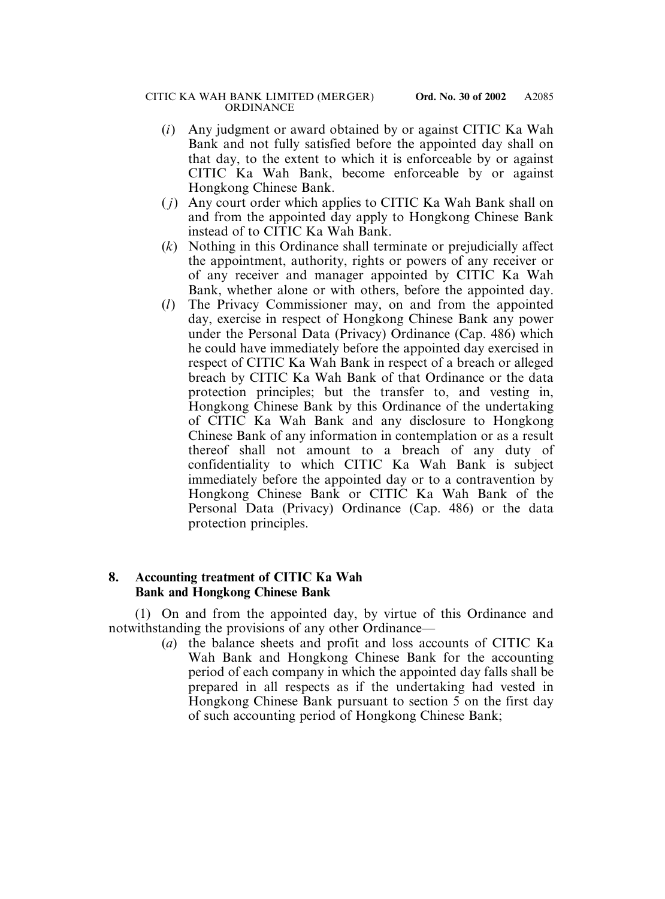(*i*) Any judgment or award obtained by or against CITIC Ka Wah Bank and not fully satisfied before the appointed day shall on that day, to the extent to which it is enforceable by or against CITIC Ka Wah Bank, become enforceable by or against Hongkong Chinese Bank.

(*j*) Any court order which applies to CITIC Ka Wah Bank shall on and from the appointed day apply to Hongkong Chinese Bank instead of to CITIC Ka Wah Bank.

(*k*) Nothing in this Ordinance shall terminate or prejudicially affect the appointment, authority, rights or powers of any receiver or of any receiver and manager appointed by CITIC Ka Wah Bank, whether alone or with others, before the appointed day.

(*l*) The Privacy Commissioner may, on and from the appointed day, exercise in respect of Hongkong Chinese Bank any power under the Personal Data (Privacy) Ordinance (Cap. 486) which he could have immediately before the appointed day exercised in respect of CITIC Ka Wah Bank in respect of a breach or alleged breach by CITIC Ka Wah Bank of that Ordinance or the data protection principles; but the transfer to, and vesting in, Hongkong Chinese Bank by this Ordinance of the undertaking of CITIC Ka Wah Bank and any disclosure to Hongkong Chinese Bank of any information in contemplation or as a result thereof shall not amount to a breach of any duty of confidentiality to which CITIC Ka Wah Bank is subject immediately before the appointed day or to a contravention by Hongkong Chinese Bank or CITIC Ka Wah Bank of the Personal Data (Privacy) Ordinance (Cap. 486) or the data protection principles.

**8. Accounting treatment of CITIC Ka Wah Bank and Hongkong Chinese Bank**

(1) On and from the appointed day, by virtue of this Ordinance and notwithstanding the provisions of any other Ordinance—

(*a*) the balance sheets and profit and loss accounts of CITIC Ka Wah Bank and Hongkong Chinese Bank for the accounting period of each company in which the appointed day falls shall be prepared in all respects as if the undertaking had vested in Hongkong Chinese Bank pursuant to section 5 on the first day of such accounting period of Hongkong Chinese Bank;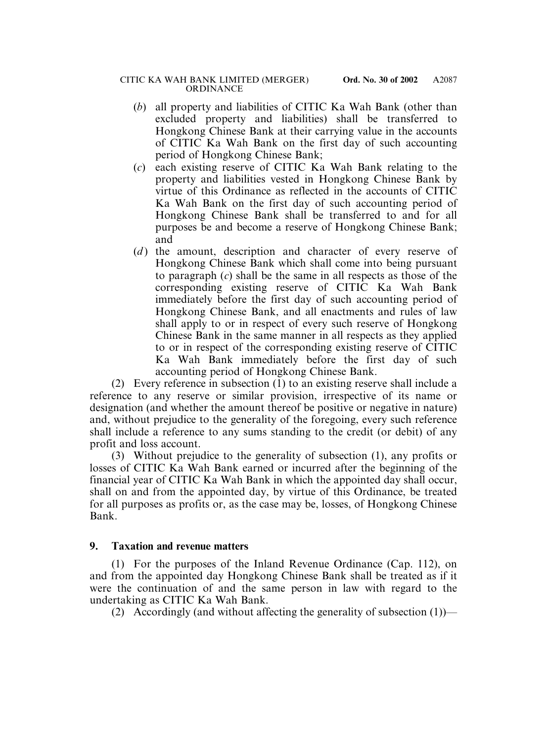(*b*) all property and liabilities of CITIC Ka Wah Bank (other than excluded property and liabilities) shall be transferred to Hongkong Chinese Bank at their carrying value in the accounts of CITIC Ka Wah Bank on the first day of such accounting period of Hongkong Chinese Bank;

(*c*) each existing reserve of CITIC Ka Wah Bank relating to the property and liabilities vested in Hongkong Chinese Bank by virtue of this Ordinance as reflected in the accounts of CITIC Ka Wah Bank on the first day of such accounting period of Hongkong Chinese Bank shall be transferred to and for all purposes be and become a reserve of Hongkong Chinese Bank; and

(*d*) the amount, description and character of every reserve of Hongkong Chinese Bank which shall come into being pursuant to paragraph (*c*) shall be the same in all respects as those of the corresponding existing reserve of CITIC Ka Wah Bank immediately before the first day of such accounting period of Hongkong Chinese Bank, and all enactments and rules of law shall apply to or in respect of every such reserve of Hongkong Chinese Bank in the same manner in all respects as they applied to or in respect of the corresponding existing reserve of CITIC Ka Wah Bank immediately before the first day of such accounting period of Hongkong Chinese Bank.

(2) Every reference in subsection (1) to an existing reserve shall include a reference to any reserve or similar provision, irrespective of its name or designation (and whether the amount thereof be positive or negative in nature) and, without prejudice to the generality of the foregoing, every such reference shall include a reference to any sums standing to the credit (or debit) of any profit and loss account.

(3) Without prejudice to the generality of subsection (1), any profits or losses of CITIC Ka Wah Bank earned or incurred after the beginning of the financial year of CITIC Ka Wah Bank in which the appointed day shall occur, shall on and from the appointed day, by virtue of this Ordinance, be treated for all purposes as profits or, as the case may be, losses, of Hongkong Chinese Bank.

**9. Taxation and revenue matters**

(1) For the purposes of the Inland Revenue Ordinance (Cap. 112), on and from the appointed day Hongkong Chinese Bank shall be treated as if it were the continuation of and the same person in law with regard to the undertaking as CITIC Ka Wah Bank.

(2) Accordingly (and without affecting the generality of subsection (1))—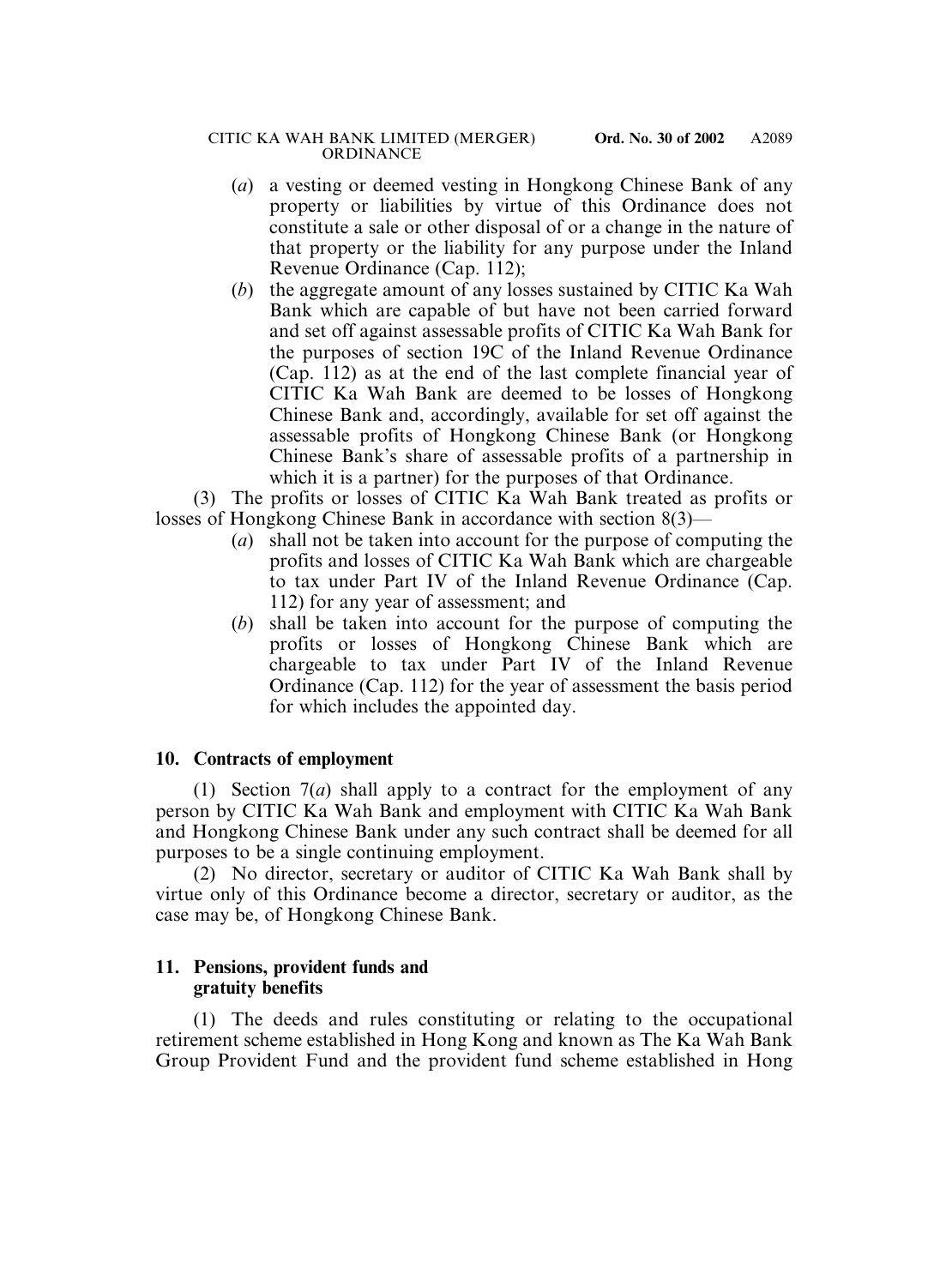(*a*) a vesting or deemed vesting in Hongkong Chinese Bank of any property or liabilities by virtue of this Ordinance does not constitute a sale or other disposal of or a change in the nature of that property or the liability for any purpose under the Inland Revenue Ordinance (Cap. 112);

(*b*) the aggregate amount of any losses sustained by CITIC Ka Wah Bank which are capable of but have not been carried forward and set off against assessable profits of CITIC Ka Wah Bank for the purposes of section 19C of the Inland Revenue Ordinance (Cap. 112) as at the end of the last complete financial year of CITIC Ka Wah Bank are deemed to be losses of Hongkong Chinese Bank and, accordingly, available for set off against the assessable profits of Hongkong Chinese Bank (or Hongkong Chinese Bank's share of assessable profits of a partnership in which it is a partner) for the purposes of that Ordinance.

(3) The profits or losses of CITIC Ka Wah Bank treated as profits or losses of Hongkong Chinese Bank in accordance with section 8(3)—

(*a*) shall not be taken into account for the purpose of computing the profits and losses of CITIC Ka Wah Bank which are chargeable to tax under Part IV of the Inland Revenue Ordinance (Cap. 112) for any year of assessment; and

(*b*) shall be taken into account for the purpose of computing the profits or losses of Hongkong Chinese Bank which are chargeable to tax under Part IV of the Inland Revenue Ordinance (Cap. 112) for the year of assessment the basis period for which includes the appointed day.

**10. Contracts of employment**

(1) Section 7(*a*) shall apply to a contract for the employment of any person by CITIC Ka Wah Bank and employment with CITIC Ka Wah Bank and Hongkong Chinese Bank under any such contract shall be deemed for all purposes to be a single continuing employment.

(2) No director, secretary or auditor of CITIC Ka Wah Bank shall by virtue only of this Ordinance become a director, secretary or auditor, as the case may be, of Hongkong Chinese Bank.

**11. Pensions, provident funds and gratuity benefits**

(1) The deeds and rules constituting or relating to the occupational retirement scheme established in Hong Kong and known as The Ka Wah Bank Group Provident Fund and the provident fund scheme established in Hong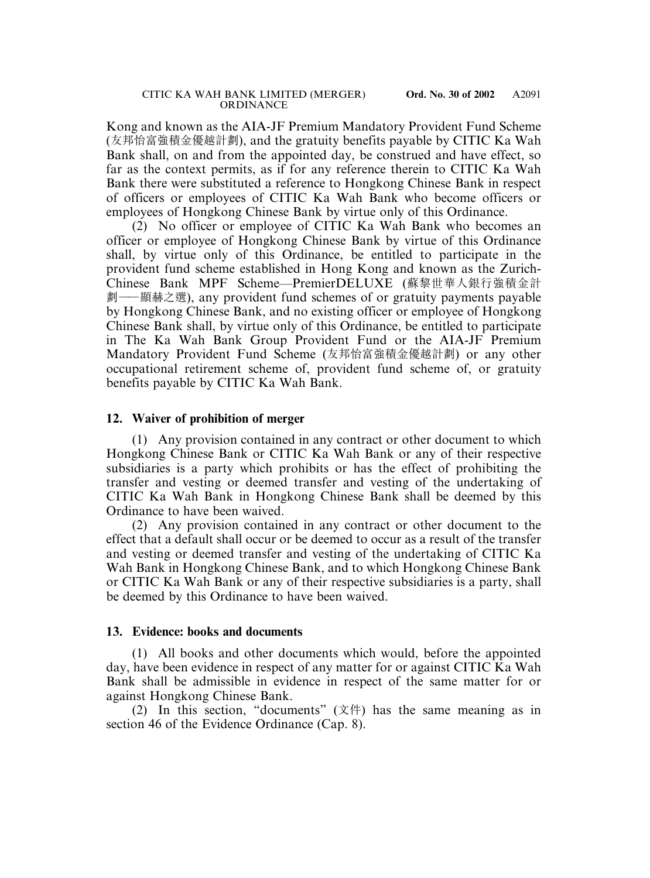Kong and known as the AIA-JF Premium Mandatory Provident Fund Scheme (友邦怡富強積金優越計劃), and the gratuity benefits payable by CITIC Ka Wah Bank shall, on and from the appointed day, be construed and have effect, so far as the context permits, as if for any reference therein to CITIC Ka Wah Bank there were substituted a reference to Hongkong Chinese Bank in respect of officers or employees of CITIC Ka Wah Bank who become officers or employees of Hongkong Chinese Bank by virtue only of this Ordinance.

(2) No officer or employee of CITIC Ka Wah Bank who becomes an officer or employee of Hongkong Chinese Bank by virtue of this Ordinance shall, by virtue only of this Ordinance, be entitled to participate in the provident fund scheme established in Hong Kong and known as the Zurich-Chinese Bank MPF Scheme—PremierDELUXE (蘇黎世華人銀行強積金計劃——顯赫之選), any provident fund schemes of or gratuity payments payable by Hongkong Chinese Bank, and no existing officer or employee of Hongkong Chinese Bank shall, by virtue only of this Ordinance, be entitled to participate in The Ka Wah Bank Group Provident Fund or the AIA-JF Premium Mandatory Provident Fund Scheme (友邦怡富強積金優越計劃) or any other occupational retirement scheme of, provident fund scheme of, or gratuity benefits payable by CITIC Ka Wah Bank.

### 12. Waiver of prohibition of merger

(1) Any provision contained in any contract or other document to which Hongkong Chinese Bank or CITIC Ka Wah Bank or any of their respective subsidiaries is a party which prohibits or has the effect of prohibiting the transfer and vesting or deemed transfer and vesting of the undertaking of CITIC Ka Wah Bank in Hongkong Chinese Bank shall be deemed by this Ordinance to have been waived.

(2) Any provision contained in any contract or other document to the effect that a default shall occur or be deemed to occur as a result of the transfer and vesting or deemed transfer and vesting of the undertaking of CITIC Ka Wah Bank in Hongkong Chinese Bank, and to which Hongkong Chinese Bank or CITIC Ka Wah Bank or any of their respective subsidiaries is a party, shall be deemed by this Ordinance to have been waived.

### 13. Evidence: books and documents

(1) All books and other documents which would, before the appointed day, have been evidence in respect of any matter for or against CITIC Ka Wah Bank shall be admissible in evidence in respect of the same matter for or against Hongkong Chinese Bank.

(2) In this section, "documents" (文件) has the same meaning as in section 46 of the Evidence Ordinance (Cap. 8).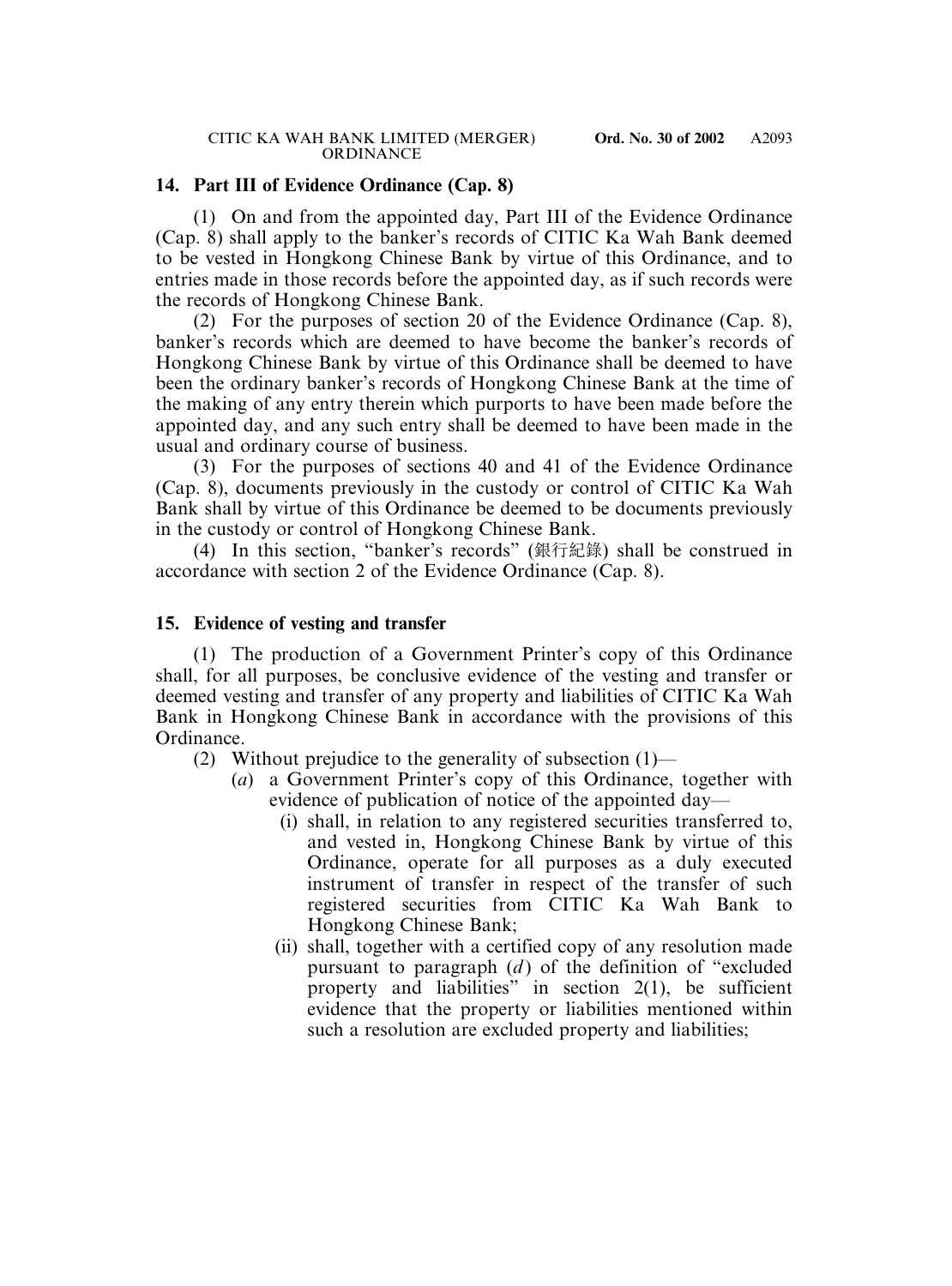### 14. Part III of Evidence Ordinance (Cap. 8)

(1) On and from the appointed day, Part III of the Evidence Ordinance (Cap. 8) shall apply to the banker's records of CITIC Ka Wah Bank deemed to be vested in Hongkong Chinese Bank by virtue of this Ordinance, and to entries made in those records before the appointed day, as if such records were the records of Hongkong Chinese Bank.

(2) For the purposes of section 20 of the Evidence Ordinance (Cap. 8), banker's records which are deemed to have become the banker's records of Hongkong Chinese Bank by virtue of this Ordinance shall be deemed to have been the ordinary banker's records of Hongkong Chinese Bank at the time of the making of any entry therein which purports to have been made before the appointed day, and any such entry shall be deemed to have been made in the usual and ordinary course of business.

(3) For the purposes of sections 40 and 41 of the Evidence Ordinance (Cap. 8), documents previously in the custody or control of CITIC Ka Wah Bank shall by virtue of this Ordinance be deemed to be documents previously in the custody or control of Hongkong Chinese Bank.

(4) In this section, "banker's records" (銀行紀錄) shall be construed in accordance with section 2 of the Evidence Ordinance (Cap. 8).

### 15. Evidence of vesting and transfer

(1) The production of a Government Printer's copy of this Ordinance shall, for all purposes, be conclusive evidence of the vesting and transfer or deemed vesting and transfer of any property and liabilities of CITIC Ka Wah Bank in Hongkong Chinese Bank in accordance with the provisions of this Ordinance.

(2) Without prejudice to the generality of subsection (1)—

(*a*) a Government Printer's copy of this Ordinance, together with evidence of publication of notice of the appointed day—

(i) shall, in relation to any registered securities transferred to, and vested in, Hongkong Chinese Bank by virtue of this Ordinance, operate for all purposes as a duly executed instrument of transfer in respect of the transfer of such registered securities from CITIC Ka Wah Bank to Hongkong Chinese Bank;

(ii) shall, together with a certified copy of any resolution made pursuant to paragraph (*d*) of the definition of "excluded property and liabilities" in section 2(1), be sufficient evidence that the property or liabilities mentioned within such a resolution are excluded property and liabilities;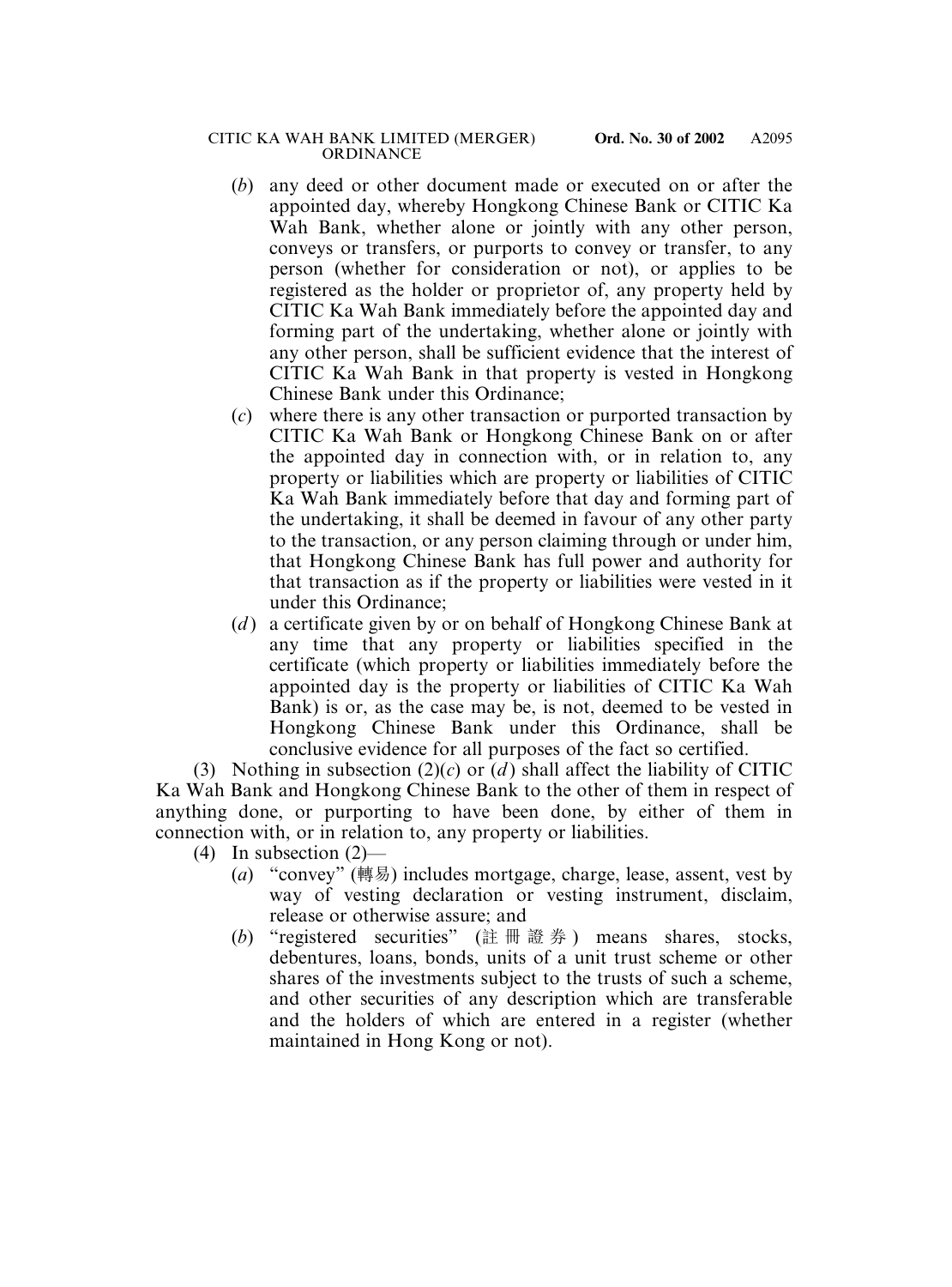(*b*) any deed or other document made or executed on or after the appointed day, whereby Hongkong Chinese Bank or CITIC Ka Wah Bank, whether alone or jointly with any other person, conveys or transfers, or purports to convey or transfer, to any person (whether for consideration or not), or applies to be registered as the holder or proprietor of, any property held by CITIC Ka Wah Bank immediately before the appointed day and forming part of the undertaking, whether alone or jointly with any other person, shall be sufficient evidence that the interest of CITIC Ka Wah Bank in that property is vested in Hongkong Chinese Bank under this Ordinance;

(*c*) where there is any other transaction or purported transaction by CITIC Ka Wah Bank or Hongkong Chinese Bank on or after the appointed day in connection with, or in relation to, any property or liabilities which are property or liabilities of CITIC Ka Wah Bank immediately before that day and forming part of the undertaking, it shall be deemed in favour of any other party to the transaction, or any person claiming through or under him, that Hongkong Chinese Bank has full power and authority for that transaction as if the property or liabilities were vested in it under this Ordinance;

(*d*) a certificate given by or on behalf of Hongkong Chinese Bank at any time that any property or liabilities specified in the certificate (which property or liabilities immediately before the appointed day is the property or liabilities of CITIC Ka Wah Bank) is or, as the case may be, is not, deemed to be vested in Hongkong Chinese Bank under this Ordinance, shall be conclusive evidence for all purposes of the fact so certified.

(3) Nothing in subsection (2)(*c*) or (*d*) shall affect the liability of CITIC Ka Wah Bank and Hongkong Chinese Bank to the other of them in respect of anything done, or purporting to have been done, by either of them in connection with, or in relation to, any property or liabilities.

(4) In subsection (2)—

(*a*) "convey" (轉易) includes mortgage, charge, lease, assent, vest by way of vesting declaration or vesting instrument, disclaim, release or otherwise assure; and

(*b*) "registered securities" (註冊證券) means shares, stocks, debentures, loans, bonds, units of a unit trust scheme or other shares of the investments subject to the trusts of such a scheme, and other securities of any description which are transferable and the holders of which are entered in a register (whether maintained in Hong Kong or not).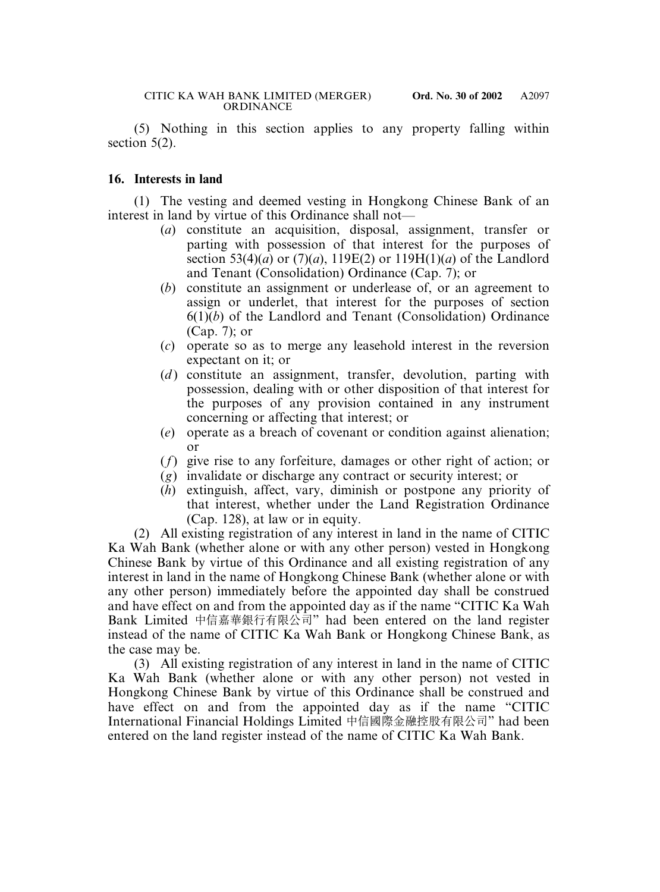(5) Nothing in this section applies to any property falling within section 5(2).

**16. Interests in land**

(1) The vesting and deemed vesting in Hongkong Chinese Bank of an interest in land by virtue of this Ordinance shall not—

- (*a*) constitute an acquisition, disposal, assignment, transfer or parting with possession of that interest for the purposes of section 53(4)(*a*) or (7)(*a*), 119E(2) or 119H(1)(*a*) of the Landlord and Tenant (Consolidation) Ordinance (Cap. 7); or
- (*b*) constitute an assignment or underlease of, or an agreement to assign or underlet, that interest for the purposes of section 6(1)(*b*) of the Landlord and Tenant (Consolidation) Ordinance (Cap. 7); or
- (*c*) operate so as to merge any leasehold interest in the reversion expectant on it; or
- (*d*) constitute an assignment, transfer, devolution, parting with possession, dealing with or other disposition of that interest for the purposes of any provision contained in any instrument concerning or affecting that interest; or
- (*e*) operate as a breach of covenant or condition against alienation; or
- (*f*) give rise to any forfeiture, damages or other right of action; or
- (*g*) invalidate or discharge any contract or security interest; or
- (*h*) extinguish, affect, vary, diminish or postpone any priority of that interest, whether under the Land Registration Ordinance (Cap. 128), at law or in equity.

(2) All existing registration of any interest in land in the name of CITIC Ka Wah Bank (whether alone or with any other person) vested in Hongkong Chinese Bank by virtue of this Ordinance and all existing registration of any interest in land in the name of Hongkong Chinese Bank (whether alone or with any other person) immediately before the appointed day shall be construed and have effect on and from the appointed day as if the name "CITIC Ka Wah Bank Limited 中信嘉華銀行有限公司" had been entered on the land register instead of the name of CITIC Ka Wah Bank or Hongkong Chinese Bank, as the case may be.

(3) All existing registration of any interest in land in the name of CITIC Ka Wah Bank (whether alone or with any other person) not vested in Hongkong Chinese Bank by virtue of this Ordinance shall be construed and have effect on and from the appointed day as if the name "CITIC International Financial Holdings Limited 中信國際金融控股有限公司" had been entered on the land register instead of the name of CITIC Ka Wah Bank.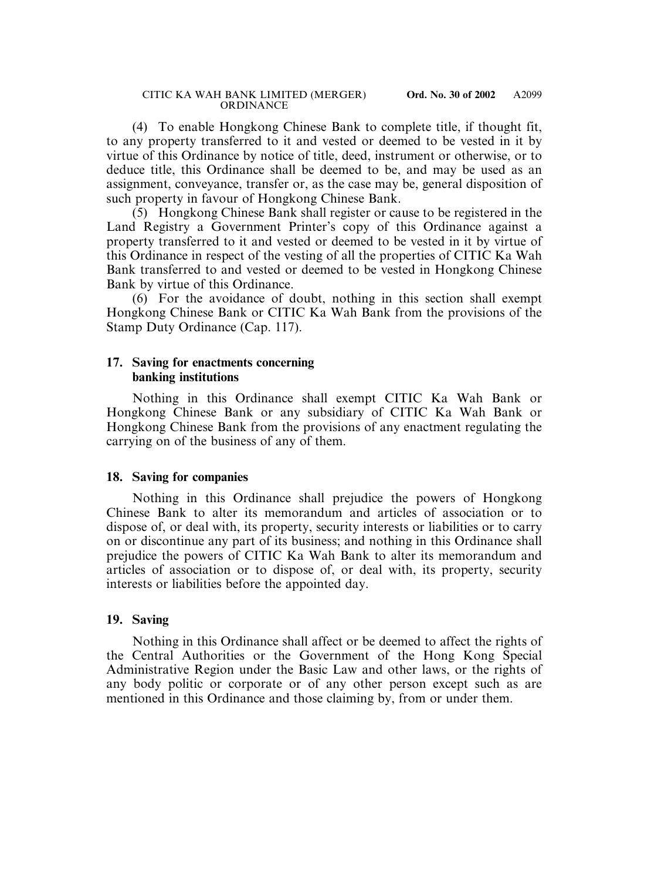(4) To enable Hongkong Chinese Bank to complete title, if thought fit, to any property transferred to it and vested or deemed to be vested in it by virtue of this Ordinance by notice of title, deed, instrument or otherwise, or to deduce title, this Ordinance shall be deemed to be, and may be used as an assignment, conveyance, transfer or, as the case may be, general disposition of such property in favour of Hongkong Chinese Bank.

(5) Hongkong Chinese Bank shall register or cause to be registered in the Land Registry a Government Printer's copy of this Ordinance against a property transferred to it and vested or deemed to be vested in it by virtue of this Ordinance in respect of the vesting of all the properties of CITIC Ka Wah Bank transferred to and vested or deemed to be vested in Hongkong Chinese Bank by virtue of this Ordinance.

(6) For the avoidance of doubt, nothing in this section shall exempt Hongkong Chinese Bank or CITIC Ka Wah Bank from the provisions of the Stamp Duty Ordinance (Cap. 117).

**17. Saving for enactments concerning banking institutions**

Nothing in this Ordinance shall exempt CITIC Ka Wah Bank or Hongkong Chinese Bank or any subsidiary of CITIC Ka Wah Bank or Hongkong Chinese Bank from the provisions of any enactment regulating the carrying on of the business of any of them.

**18. Saving for companies**

Nothing in this Ordinance shall prejudice the powers of Hongkong Chinese Bank to alter its memorandum and articles of association or to dispose of, or deal with, its property, security interests or liabilities or to carry on or discontinue any part of its business; and nothing in this Ordinance shall prejudice the powers of CITIC Ka Wah Bank to alter its memorandum and articles of association or to dispose of, or deal with, its property, security interests or liabilities before the appointed day.

**19. Saving**

Nothing in this Ordinance shall affect or be deemed to affect the rights of the Central Authorities or the Government of the Hong Kong Special Administrative Region under the Basic Law and other laws, or the rights of any body politic or corporate or of any other person except such as are mentioned in this Ordinance and those claiming by, from or under them.